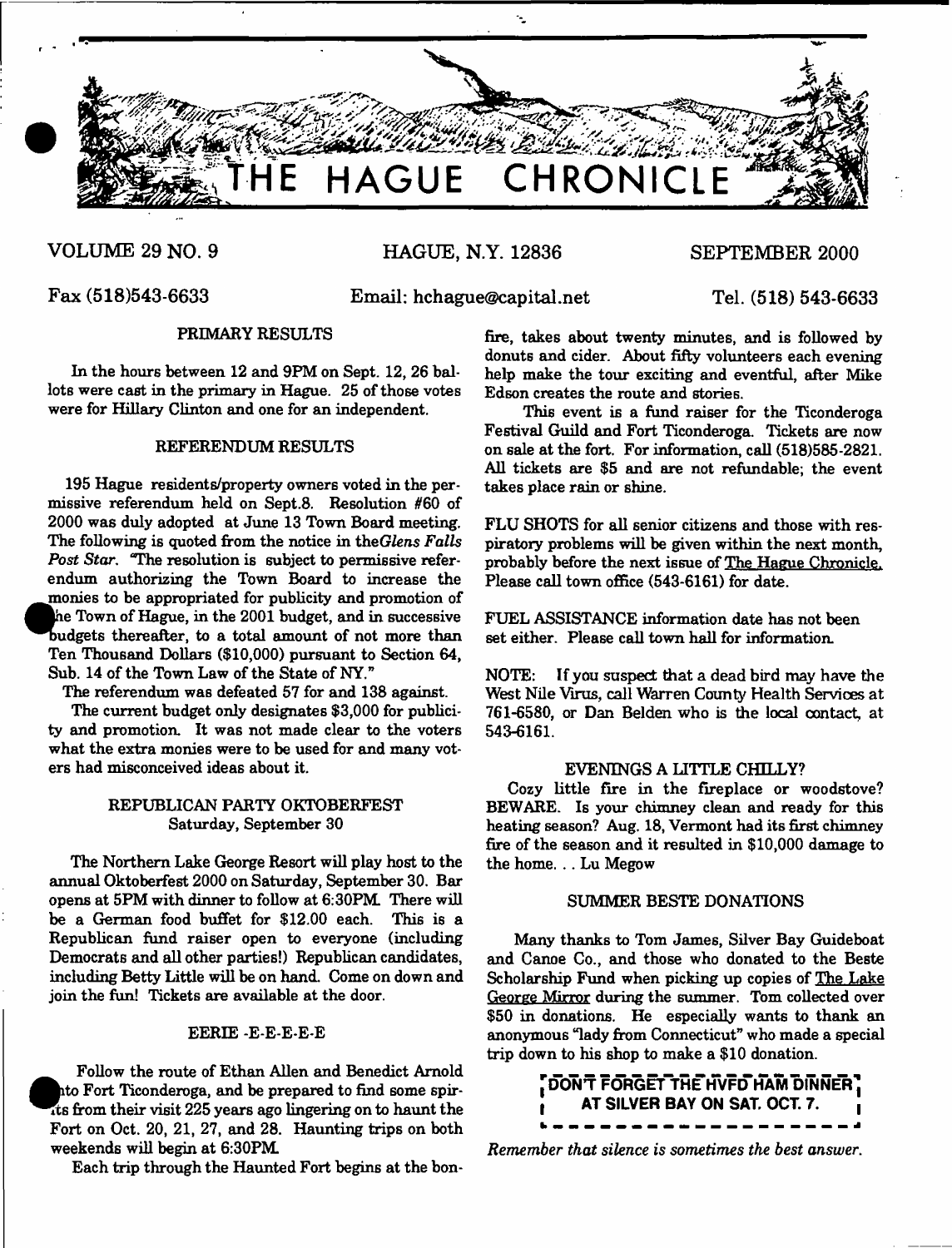# THE HAGUE CHRONICLE

VOLUME 29 NO. 9 — HAGUE, N.Y. 12836 — SEPTEMBER 2000

Fax (518)543-6633 — Email: hchague@capital.net — Tel. (518) 543-6633

## PRIMARY RESULTS

In the hours between 12 and 9PM on Sept. 12, 26 ballots were cast in the primary in Hague. 25 of those votes were for Hillary Clinton and one for an independent.

## REFERENDUM RESULTS

195 Hague residents/property owners voted in the permissive referendum held on Sept.8. Resolution #60 of 2000 was duly adopted at June 13 Town Board meeting. The following is quoted from the notice in the *Glens Falls Post Star*. "The resolution is subject to permissive referendum authorizing the Town Board to increase the monies to be appropriated for publicity and promotion of the Town of Hague, in the 2001 budget, and in successive budgets thereafter, to a total amount of not more than Ten Thousand Dollars ($10,000) pursuant to Section 64, Sub. 14 of the Town Law of the State of NY."

The referendum was defeated 57 for and 138 against.

The current budget only designates $3,000 for publicity and promotion. It was not made clear to the voters what the extra monies were to be used for and many voters had misconceived ideas about it.

## REPUBLICAN PARTY OKTOBERFEST
### Saturday, September 30

The Northern Lake George Resort will play host to the annual Oktoberfest 2000 on Saturday, September 30. Bar opens at 5PM with dinner to follow at 6:30PM. There will be a German food buffet for $12.00 each. This is a Republican fund raiser open to everyone (including Democrats and all other parties!) Republican candidates, including Betty Little will be on hand. Come on down and join the fun! Tickets are available at the door.

## EERIE -E-E-E-E-E

Follow the route of Ethan Allen and Benedict Arnold into Fort Ticonderoga, and be prepared to find some spirits from their visit 225 years ago lingering on to haunt the Fort on Oct. 20, 21, 27, and 28. Haunting trips on both weekends will begin at 6:30PM.

Each trip through the Haunted Fort begins at the bonfire, takes about twenty minutes, and is followed by donuts and cider. About fifty volunteers each evening help make the tour exciting and eventful, after Mike Edson creates the route and stories.

This event is a fund raiser for the Ticonderoga Festival Guild and Fort Ticonderoga. Tickets are now on sale at the fort. For information, call (518)585-2821. All tickets are $5 and are not refundable; the event takes place rain or shine.

FLU SHOTS for all senior citizens and those with respiratory problems will be given within the next month, probably before the next issue of The Hague Chronicle. Please call town office (543-6161) for date.

FUEL ASSISTANCE information date has not been set either. Please call town hall for information.

NOTE: If you suspect that a dead bird may have the West Nile Virus, call Warren County Health Services at 761-6580, or Dan Belden who is the local contact, at 543-6161.

## EVENINGS A LITTLE CHILLY?

Cozy little fire in the fireplace or woodstove? BEWARE. Is your chimney clean and ready for this heating season? Aug. 18, Vermont had its first chimney fire of the season and it resulted in $10,000 damage to the home. . . Lu Megow

## SUMMER BESTE DONATIONS

Many thanks to Tom James, Silver Bay Guideboat and Canoe Co., and those who donated to the Beste Scholarship Fund when picking up copies of The Lake George Mirror during the summer. Tom collected over $50 in donations. He especially wants to thank an anonymous "lady from Connecticut" who made a special trip down to his shop to make a $10 donation.

**DON'T FORGET THE HVFD HAM DINNER AT SILVER BAY ON SAT. OCT. 7.**

*Remember that silence is sometimes the best answer.*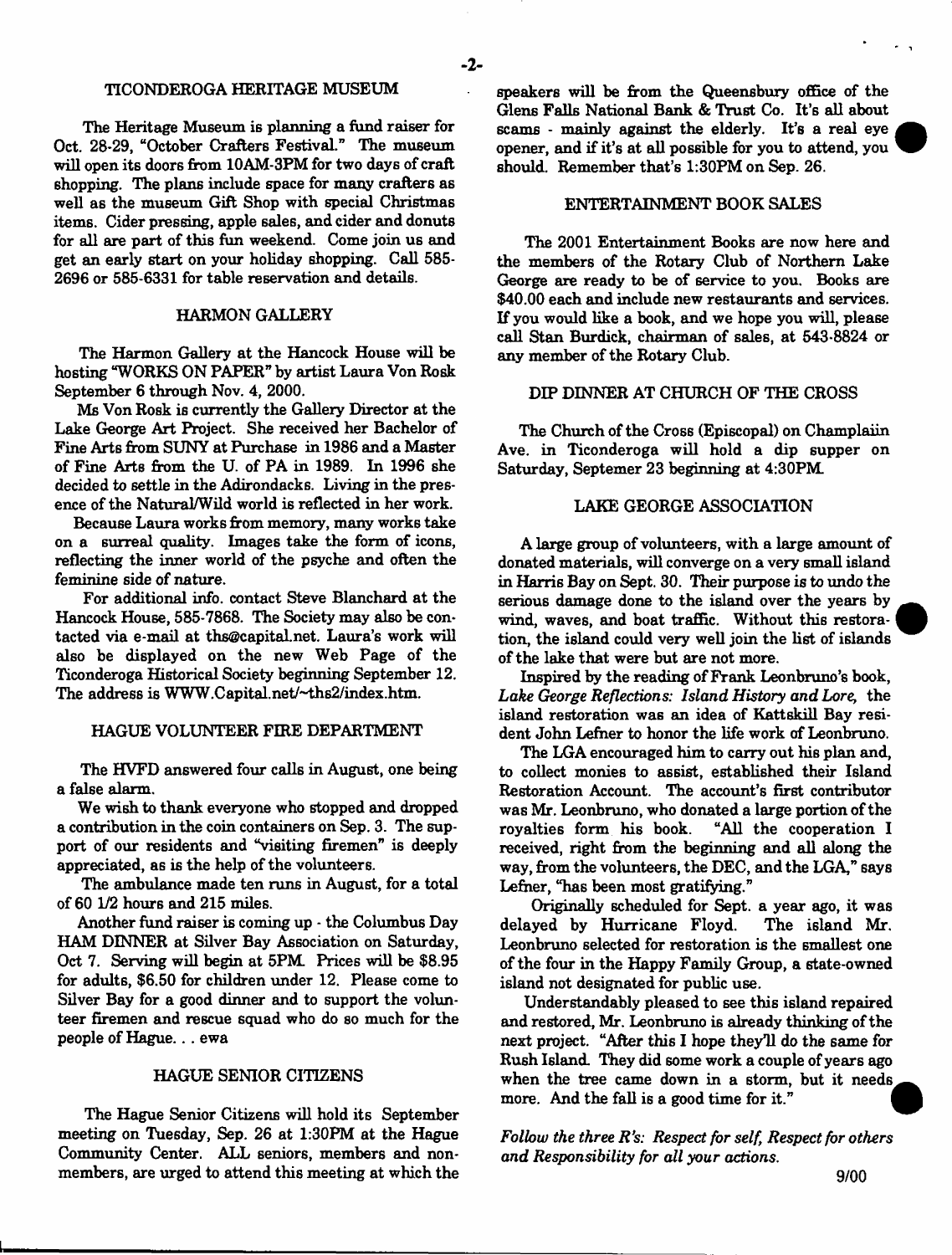## TICONDEROGA HERITAGE MUSEUM

The Heritage Museum is planning a fund raiser for Oct. 28-29, "October Crafters Festival." The museum will open its doors from 10AM-3PM for two days of craft shopping. The plans include space for many crafters as well as the museum Gift Shop with special Christmas items. Cider pressing, apple sales, and cider and donuts for all are part of this fun weekend. Come join us and get an early start on your holiday shopping. Call 585-2696 or 585-6331 for table reservation and details.

## HARMON GALLERY

The Harmon Gallery at the Hancock House will be hosting "WORKS ON PAPER" by artist Laura Von Rosk September 6 through Nov. 4, 2000.

Ms Von Rosk is currently the Gallery Director at the Lake George Art Project. She received her Bachelor of Fine Arts from SUNY at Purchase in 1986 and a Master of Fine Arts from the U. of PA in 1989. In 1996 she decided to settle in the Adirondacks. Living in the presence of the Natural/Wild world is reflected in her work.

Because Laura works from memory, many works take on a surreal quality. Images take the form of icons, reflecting the inner world of the psyche and often the feminine side of nature.

For additional info. contact Steve Blanchard at the Hancock House, 585-7868. The Society may also be contacted via e-mail at ths@capital.net. Laura's work will also be displayed on the new Web Page of the Ticonderoga Historical Society beginning September 12. The address is WWW.Capital.net/~ths2/index.htm.

## HAGUE VOLUNTEER FIRE DEPARTMENT

The HVFD answered four calls in August, one being a false alarm.

We wish to thank everyone who stopped and dropped a contribution in the coin containers on Sep. 3. The support of our residents and "visiting firemen" is deeply appreciated, as is the help of the volunteers.

The ambulance made ten runs in August, for a total of 60 1/2 hours and 215 miles.

Another fund raiser is coming up - the Columbus Day HAM DINNER at Silver Bay Association on Saturday, Oct 7. Serving will begin at 5PM. Prices will be $8.95 for adults, $6.50 for children under 12. Please come to Silver Bay for a good dinner and to support the volunteer firemen and rescue squad who do so much for the people of Hague. . . ewa

## HAGUE SENIOR CITIZENS

The Hague Senior Citizens will hold its September meeting on Tuesday, Sep. 26 at 1:30PM at the Hague Community Center. ALL seniors, members and non-members, are urged to attend this meeting at which the speakers will be from the Queensbury office of the Glens Falls National Bank & Trust Co. It's all about scams - mainly against the elderly. It's a real eye opener, and if it's at all possible for you to attend, you should. Remember that's 1:30PM on Sep. 26.

## ENTERTAINMENT BOOK SALES

The 2001 Entertainment Books are now here and the members of the Rotary Club of Northern Lake George are ready to be of service to you. Books are $40.00 each and include new restaurants and services. If you would like a book, and we hope you will, please call Stan Burdick, chairman of sales, at 543-8824 or any member of the Rotary Club.

## DIP DINNER AT CHURCH OF THE CROSS

The Church of the Cross (Episcopal) on Champlaiin Ave. in Ticonderoga will hold a dip supper on Saturday, Septemer 23 beginning at 4:30PM.

## LAKE GEORGE ASSOCIATION

A large group of volunteers, with a large amount of donated materials, will converge on a very small island in Harris Bay on Sept. 30. Their purpose is to undo the serious damage done to the island over the years by wind, waves, and boat traffic. Without this restoration, the island could very well join the list of islands of the lake that were but are not more.

Inspired by the reading of Frank Leonbruno's book, *Lake George Reflections: Island History and Lore,* the island restoration was an idea of Kattskill Bay resident John Lefner to honor the life work of Leonbruno.

The LGA encouraged him to carry out his plan and, to collect monies to assist, established their Island Restoration Account. The account's first contributor was Mr. Leonbruno, who donated a large portion of the royalties form his book. "All the cooperation I received, right from the beginning and all along the way, from the volunteers, the DEC, and the LGA," says Lefner, "has been most gratifying."

Originally scheduled for Sept. a year ago, it was delayed by Hurricane Floyd. The island Mr. Leonbruno selected for restoration is the smallest one of the four in the Happy Family Group, a state-owned island not designated for public use.

Understandably pleased to see this island repaired and restored, Mr. Leonbruno is already thinking of the next project. "After this I hope they'll do the same for Rush Island. They did some work a couple of years ago when the tree came down in a storm, but it needs more. And the fall is a good time for it."

*Follow the three R's: Respect for self, Respect for others and Responsibility for all your actions.*

9/00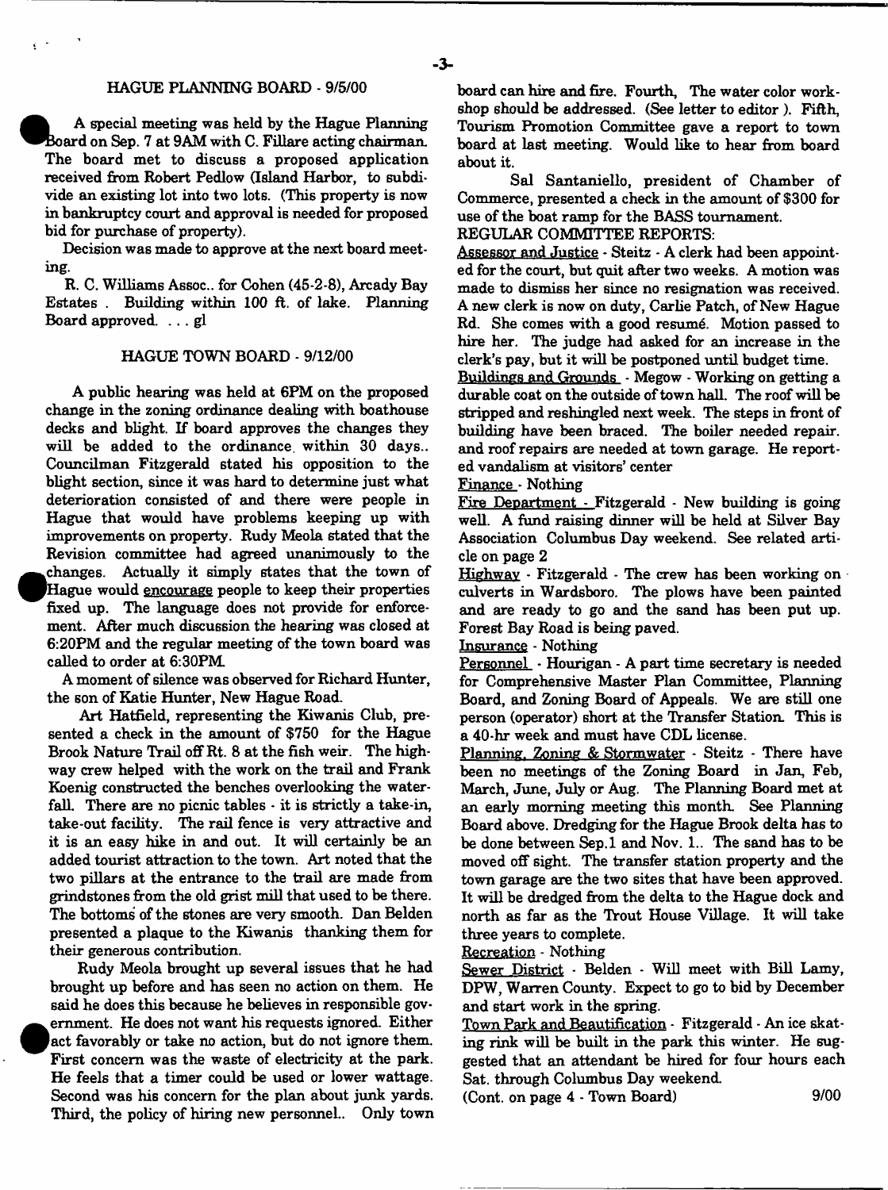## HAGUE PLANNING BOARD - 9/5/00

A special meeting was held by the Hague Planning Board on Sep. 7 at 9AM with C. Fillare acting chairman. The board met to discuss a proposed application received from Robert Pedlow (Island Harbor, to subdivide an existing lot into two lots. (This property is now in bankruptcy court and approval is needed for proposed bid for purchase of property).

Decision was made to approve at the next board meeting.

R. C. Williams Assoc.. for Cohen (45-2-8), Arcady Bay Estates . Building within 100 ft. of lake. Planning Board approved. . . . gl

## HAGUE TOWN BOARD - 9/12/00

A public hearing was held at 6PM on the proposed change in the zoning ordinance dealing with boathouse decks and blight. If board approves the changes they will be added to the ordinance within 30 days.. Councilman Fitzgerald stated his opposition to the blight section, since it was hard to determine just what deterioration consisted of and there were people in Hague that would have problems keeping up with improvements on property. Rudy Meola stated that the Revision committee had agreed unanimously to the changes. Actually it simply states that the town of Hague would encourage people to keep their properties fixed up. The language does not provide for enforcement. After much discussion the hearing was closed at 6:20PM and the regular meeting of the town board was called to order at 6:30PM.

A moment of silence was observed for Richard Hunter, the son of Katie Hunter, New Hague Road.

Art Hatfield, representing the Kiwanis Club, presented a check in the amount of $750 for the Hague Brook Nature Trail off Rt. 8 at the fish weir. The highway crew helped with the work on the trail and Frank Koenig constructed the benches overlooking the waterfall. There are no picnic tables - it is strictly a take-in, take-out facility. The rail fence is very attractive and it is an easy hike in and out. It will certainly be an added tourist attraction to the town. Art noted that the two pillars at the entrance to the trail are made from grindstones from the old grist mill that used to be there. The bottoms of the stones are very smooth. Dan Belden presented a plaque to the Kiwanis thanking them for their generous contribution.

Rudy Meola brought up several issues that he had brought up before and has seen no action on them. He said he does this because he believes in responsible government. He does not want his requests ignored. Either act favorably or take no action, but do not ignore them. First concern was the waste of electricity at the park. He feels that a timer could be used or lower wattage. Second was his concern for the plan about junk yards. Third, the policy of hiring new personnel.. Only town board can hire and fire. Fourth, The water color workshop should be addressed. (See letter to editor ). Fifth, Tourism Promotion Committee gave a report to town board at last meeting. Would like to hear from board about it.

Sal Santaniello, president of Chamber of Commerce, presented a check in the amount of $300 for use of the boat ramp for the BASS tournament.

REGULAR COMMITTEE REPORTS:

Assessor and Justice - Steitz - A clerk had been appointed for the court, but quit after two weeks. A motion was made to dismiss her since no resignation was received. A new clerk is now on duty, Carlie Patch, of New Hague Rd. She comes with a good resumé. Motion passed to hire her. The judge had asked for an increase in the clerk's pay, but it will be postponed until budget time.

Buildings and Grounds - Megow - Working on getting a durable coat on the outside of town hall. The roof will be stripped and reshingled next week. The steps in front of building have been braced. The boiler needed repair. and roof repairs are needed at town garage. He reported vandalism at visitors' center

Finance - Nothing

Fire Department - Fitzgerald - New building is going well. A fund raising dinner will be held at Silver Bay Association Columbus Day weekend. See related article on page 2

Highway - Fitzgerald - The crew has been working on culverts in Wardsboro. The plows have been painted and are ready to go and the sand has been put up. Forest Bay Road is being paved.

Insurance - Nothing

Personnel - Hourigan - A part time secretary is needed for Comprehensive Master Plan Committee, Planning Board, and Zoning Board of Appeals. We are still one person (operator) short at the Transfer Station. This is a 40-hr week and must have CDL license.

Planning, Zoning & Stormwater - Steitz - There have been no meetings of the Zoning Board in Jan, Feb, March, June, July or Aug. The Planning Board met at an early morning meeting this month. See Planning Board above. Dredging for the Hague Brook delta has to be done between Sep.1 and Nov. 1.. The sand has to be moved off sight. The transfer station property and the town garage are the two sites that have been approved. It will be dredged from the delta to the Hague dock and north as far as the Trout House Village. It will take three years to complete.

Recreation - Nothing

Sewer District - Belden - Will meet with Bill Lamy, DPW, Warren County. Expect to go to bid by December and start work in the spring.

Town Park and Beautification - Fitzgerald - An ice skating rink will be built in the park this winter. He suggested that an attendant be hired for four hours each Sat. through Columbus Day weekend.

(Cont. on page 4 - Town Board)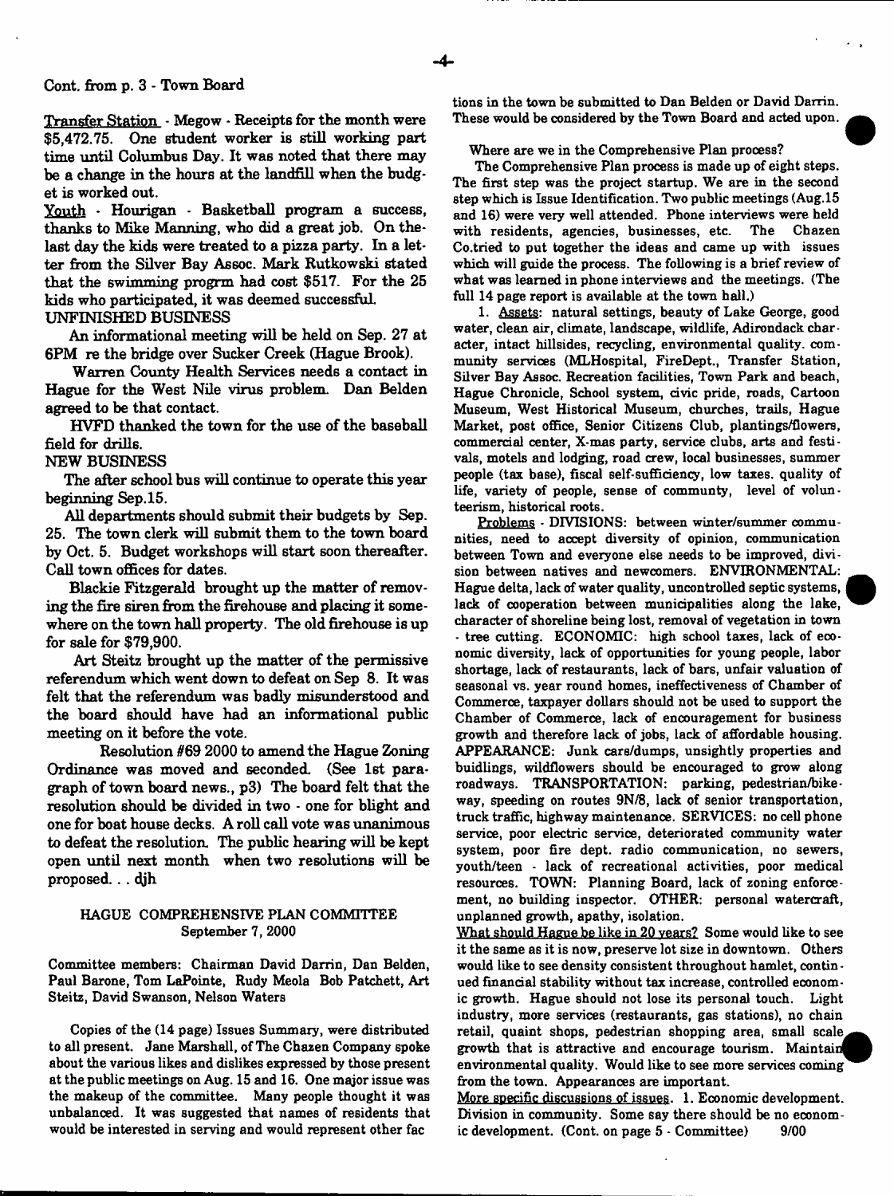Cont. from p. 3 - Town Board

Transfer Station - Megow - Receipts for the month were $5,472.75. One student worker is still working part time until Columbus Day. It was noted that there may be a change in the hours at the landfill when the budget is worked out.

Youth - Hourigan - Basketball program a success, thanks to Mike Manning, who did a great job. On the last day the kids were treated to a pizza party. In a letter from the Silver Bay Assoc. Mark Rutkowski stated that the swimming progrm had cost $517. For the 25 kids who participated, it was deemed successful.

UNFINISHED BUSINESS

An informational meeting will be held on Sep. 27 at 6PM re the bridge over Sucker Creek (Hague Brook).

Warren County Health Services needs a contact in Hague for the West Nile virus problem. Dan Belden agreed to be that contact.

HVFD thanked the town for the use of the baseball field for drills.

NEW BUSINESS

The after school bus will continue to operate this year beginning Sep.15.

All departments should submit their budgets by Sep. 25. The town clerk will submit them to the town board by Oct. 5. Budget workshops will start soon thereafter. Call town offices for dates.

Blackie Fitzgerald brought up the matter of removing the fire siren from the firehouse and placing it somewhere on the town hall property. The old firehouse is up for sale for $79,900.

Art Steitz brought up the matter of the permissive referendum which went down to defeat on Sep 8. It was felt that the referendum was badly misunderstood and the board should have had an informational public meeting on it before the vote.

Resolution #69 2000 to amend the Hague Zoning Ordinance was moved and seconded. (See 1st paragraph of town board news., p3) The board felt that the resolution should be divided in two - one for blight and one for boat house decks. A roll call vote was unanimous to defeat the resolution. The public hearing will be kept open until next month when two resolutions will be proposed. . . djh

## HAGUE COMPREHENSIVE PLAN COMMITTEE
September 7, 2000

Committee members: Chairman David Darrin, Dan Belden, Paul Barone, Tom LaPointe, Rudy Meola Bob Patchett, Art Steitz, David Swanson, Nelson Waters

Copies of the (14 page) Issues Summary, were distributed to all present. Jane Marshall, of The Chazen Company spoke about the various likes and dislikes expressed by those present at the public meetings on Aug. 15 and 16. One major issue was the makeup of the committee. Many people thought it was unbalanced. It was suggested that names of residents that would be interested in serving and would represent other factions in the town be submitted to Dan Belden or David Darrin. These would be considered by the Town Board and acted upon.

Where are we in the Comprehensive Plan process?

The Comprehensive Plan process is made up of eight steps. The first step was the project startup. We are in the second step which is Issue Identification. Two public meetings (Aug.15 and 16) were very well attended. Phone interviews were held with residents, agencies, businesses, etc. The Chazen Co.tried to put together the ideas and came up with issues which will guide the process. The following is a brief review of what was learned in phone interviews and the meetings. (The full 14 page report is available at the town hall.)

1. Assets: natural settings, beauty of Lake George, good water, clean air, climate, landscape, wildlife, Adirondack character, intact hillsides, recycling, environmental quality. community services (MLHospital, FireDept., Transfer Station, Silver Bay Assoc. Recreation facilities, Town Park and beach, Hague Chronicle, School system, civic pride, roads, Cartoon Museum, West Historical Museum, churches, trails, Hague Market, post office, Senior Citizens Club, plantings/flowers, commercial center, X-mas party, service clubs, arts and festivals, motels and lodging, road crew, local businesses, summer people (tax base), fiscal self-sufficiency, low taxes. quality of life, variety of people, sense of commmunty, level of volunteerism, historical roots.

Problems - DIVISIONS: between winter/summer communities, need to accept diversity of opinion, communication between Town and everyone else needs to be improved, division between natives and newcomers. ENVIRONMENTAL: Hague delta, lack of water quality, uncontrolled septic systems, lack of cooperation between municipalities along the lake, character of shoreline being lost, removal of vegetation in town - tree cutting. ECONOMIC: high school taxes, lack of economic diversity, lack of opportunities for young people, labor shortage, lack of restaurants, lack of bars, unfair valuation of seasonal vs. year round homes, ineffectiveness of Chamber of Commerce, taxpayer dollars should not be used to support the Chamber of Commerce, lack of encouragement for business growth and therefore lack of jobs, lack of affordable housing. APPEARANCE: Junk cars/dumps, unsightly properties and buidlings, wildflowers should be encouraged to grow along roadways. TRANSPORTATION: parking, pedestrian/bikeway, speeding on routes 9N/8, lack of senior transportation, truck traffic, highway maintenance. SERVICES: no cell phone service, poor electric service, deteriorated community water system, poor fire dept. radio communication, no sewers, youth/teen - lack of recreational activities, poor medical resources. TOWN: Planning Board, lack of zoning enforcement, no building inspector. OTHER: personal watercraft, unplanned growth, apathy, isolation.

What should Hague be like in 20 years? Some would like to see it the same as it is now, preserve lot size in downtown. Others would like to see density consistent throughout hamlet, continued financial stability without tax increase, controlled economic growth. Hague should not lose its personal touch. Light industry, more services (restaurants, gas stations), no chain retail, quaint shops, pedestrian shopping area, small scale growth that is attractive and encourage tourism. Maintain environmental quality. Would like to see more services coming from the town. Appearances are important.

More specific discussions of issues. 1. Economic development. Division in community. Some say there should be no economic development. (Cont. on page 5 - Committee) 9/00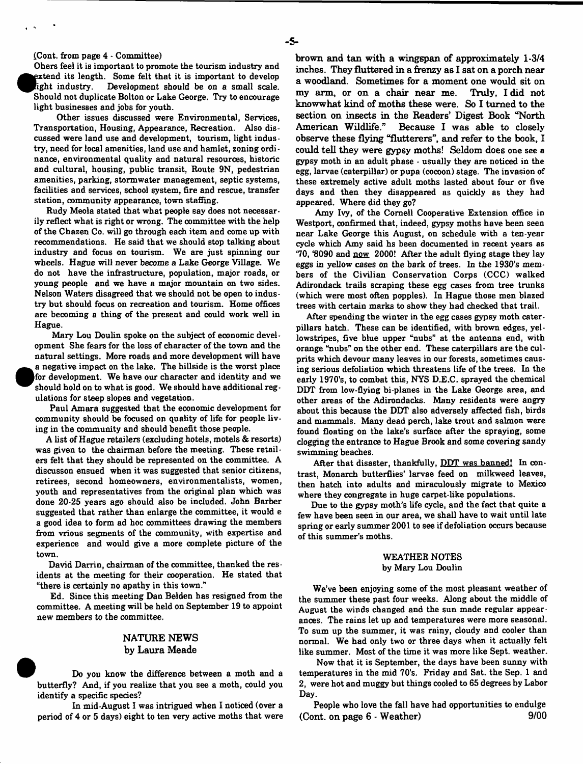(Cont. from page 4 - Committee)

Ohers feel it is important to promote the tourism industry and extend its length. Some felt that it is important to develop light industry. Development should be on a small scale. Should not duplicate Bolton or Lake George. Try to encourage light businesses and jobs for youth.

Other issues discussed were Environmental, Services, Transportation, Housing, Appearance, Recreation. Also discussed were land use and development, tourism, light industry, need for local amenities, land use and hamlet, zoning ordinance, environmental quality and natural resources, historic and cultural, housing, public transit, Route 9N, pedestrian amenities, parking, stormwater management, septic systems, facilities and services, school system, fire and rescue, transfer station, community appearance, town staffing.

Rudy Meola stated that what people say does not necessarily reflect what is right or wrong. The committee with the help of the Chazen Co. will go through each item and come up with recommendations. He said that we should stop talking about industry and focus on tourism. We are just spinning our wheels. Hague will never become a Lake George Village. We do not have the infrastructure, population, major roads, or young people and we have a major mountain on two sides. Nelson Waters disagreed that we should not be open to industry but should focus on recreation and tourism. Home offices are becoming a thing of the present and could work well in Hague.

Mary Lou Doulin spoke on the subject of economic development She fears for the loss of character of the town and the natural settings. More roads and more development will have a negative impact on the lake. The hillside is the worst place for development. We have our character and identity and we should hold on to what is good. We should have additional regulations for steep slopes and vegetation.

Paul Amara suggested that the economic development for community should be focused on quality of life for people living in the community and should benefit those people.

A list of Hague retailers (excluding hotels, motels & resorts) was given to the chairman before the meeting. These retailers felt that they should be represented on the committee. A discusson ensued when it was suggested that senior citizens, retirees, second homeowners, environmentalists, women, youth and representatives from the original plan which was done 20-25 years ago should also be included. John Barber suggested that rather than enlarge the committee, it would e a good idea to form ad hoc committees drawing the members from vrious segments of the community, with expertise and experience and would give a more complete picture of the town.

David Darrin, chairman of the committee, thanked the residents at the meeting for their cooperation. He stated that "there is certainly no apathy in this town."

Ed. Since this meeting Dan Belden has resigned from the committee. A meeting will be held on September 19 to appoint new members to the committee.

## NATURE NEWS
by Laura Meade

Do you know the difference between a moth and a butterfly? And, if you realize that you see a moth, could you identify a specific species?

In mid-August I was intrigued when I noticed (over a period of 4 or 5 days) eight to ten very active moths that were brown and tan with a wingspan of approximately 1-3/4 inches. They fluttered in a frenzy as I sat on a porch near a woodland. Sometimes for a moment one would sit on my arm, or on a chair near me. Truly, I did not knowwhat kind of moths these were. So I turned to the section on insects in the Readers' Digest Book "North American Wildlife." Because I was able to closely observe these flying "flutterers", and refer to the book, I could tell they were gypsy moths! Seldom does one see a gypsy moth in an adult phase - usually they are noticed in the egg, larvae (caterpillar) or pupa (cocoon) stage. The invasion of these extremely active adult moths lasted about four or five days and then they disappeared as quickly as they had appeared. Where did they go?

Amy Ivy, of the Cornell Cooperative Extension office in Westport, confirmed that, indeed, gypsy moths have been seen near Lake George this August, on schedule with a ten-year cycle which Amy said hs been documented in recent years as '70, '8090 and now 2000! After the adult flying stage they lay eggs in yellow cases on the bark of trees. In the 1930's members of the Civilian Conservation Corps (CCC) walked Adirondack trails scraping these egg cases from tree trunks (which were most often popples). In Hague those men blazed trees with certain marks to show they had checked that trail.

After spending the winter in the egg cases gypsy moth caterpillars hatch. These can be identified, with brown edges, yellowstripes, five blue upper "nubs" at the antenna end, with orange "nubs" on the other end. These caterpillars are the culprits which devour many leaves in our forests, sometimes causing serious defoliation which threatens life of the trees. In the early 1970's, to combat this, NYS D.E.C. sprayed the chemical DDT from low-flying bi-planes in the Lake George area, and other areas of the Adirondacks. Many residents were angry about this because the DDT also adversely affected fish, birds and mammals. Many dead perch, lake trout and salmon were found floating on the lake's surface after the spraying, some clogging the entrance to Hague Brook and some covering sandy swimming beaches.

After that disaster, thankfully, DDT was banned! In contrast, Monarch butterflies' larvae feed on milkweed leaves, then hatch into adults and miraculously migrate to Mexico where they congregate in huge carpet-like populations.

Due to the gypsy moth's life cycle, and the fact that quite a few have been seen in our area, we shall have to wait until late spring or early summer 2001 to see if defoliation occurs because of this summer's moths.

## WEATHER NOTES
by Mary Lou Doulin

We've been enjoying some of the most pleasant weather of the summer these past four weeks. Along about the middle of August the winds changed and the sun made regular appearances. The rains let up and temperatures were more seasonal. To sum up the summer, it was rainy, cloudy and cooler than normal. We had only two or three days when it actually felt like summer. Most of the time it was more like Sept. weather.

Now that it is September, the days have been sunny with temperatures in the mid 70's. Friday and Sat. the Sep. 1 and 2, were hot and muggy but things cooled to 65 degrees by Labor Day.

People who love the fall have had opportunities to endulge (Cont. on page 6 - Weather)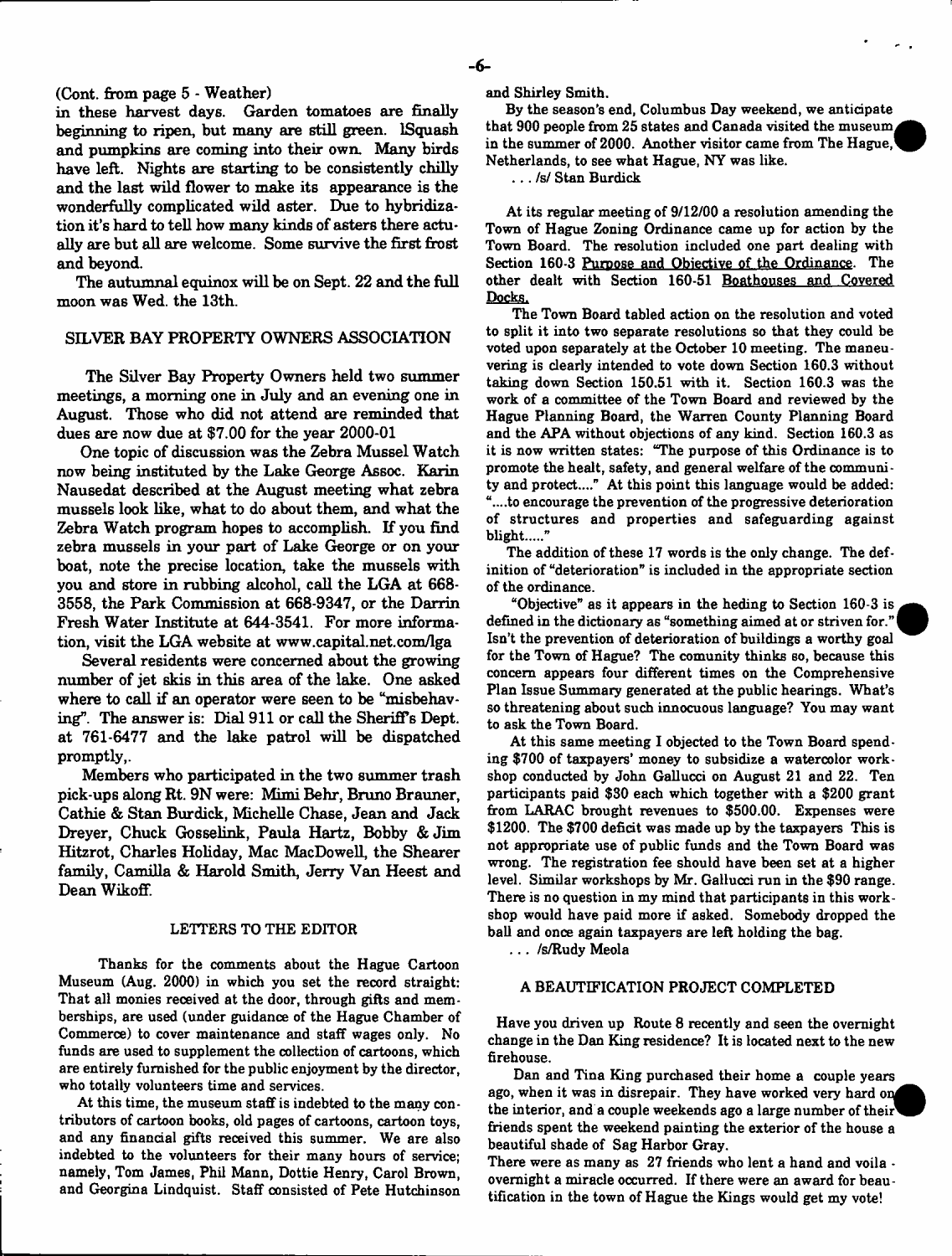(Cont. from page 5 - Weather)

in these harvest days. Garden tomatoes are finally beginning to ripen, but many are still green. lSquash and pumpkins are coming into their own. Many birds have left. Nights are starting to be consistently chilly and the last wild flower to make its appearance is the wonderfully complicated wild aster. Due to hybridization it's hard to tell how many kinds of asters there actually are but all are welcome. Some survive the first frost and beyond.

The autumnal equinox will be on Sept. 22 and the full moon was Wed. the 13th.

## SILVER BAY PROPERTY OWNERS ASSOCIATION

The Silver Bay Property Owners held two summer meetings, a morning one in July and an evening one in August. Those who did not attend are reminded that dues are now due at $7.00 for the year 2000-01

One topic of discussion was the Zebra Mussel Watch now being instituted by the Lake George Assoc. Karin Nausedat described at the August meeting what zebra mussels look like, what to do about them, and what the Zebra Watch program hopes to accomplish. If you find zebra mussels in your part of Lake George or on your boat, note the precise location, take the mussels with you and store in rubbing alcohol, call the LGA at 668-3558, the Park Commission at 668-9347, or the Darrin Fresh Water Institute at 644-3541. For more information, visit the LGA website at www.capital.net.com/lga

Several residents were concerned about the growing number of jet skis in this area of the lake. One asked where to call if an operator were seen to be "misbehaving". The answer is: Dial 911 or call the Sheriff's Dept. at 761-6477 and the lake patrol will be dispatched promptly,.

Members who participated in the two summer trash pick-ups along Rt. 9N were: Mimi Behr, Bruno Brauner, Cathie & Stan Burdick, Michelle Chase, Jean and Jack Dreyer, Chuck Gosselink, Paula Hartz, Bobby & Jim Hitzrot, Charles Holiday, Mac MacDowell, the Shearer family, Camilla & Harold Smith, Jerry Van Heest and Dean Wikoff.

## LETTERS TO THE EDITOR

Thanks for the comments about the Hague Cartoon Museum (Aug. 2000) in which you set the record straight: That all monies received at the door, through gifts and memberships, are used (under guidance of the Hague Chamber of Commerce) to cover maintenance and staff wages only. No funds are used to supplement the collection of cartoons, which are entirely furnished for the public enjoyment by the director, who totally volunteers time and services.

At this time, the museum staff is indebted to the many contributors of cartoon books, old pages of cartoons, cartoon toys, and any financial gifts received this summer. We are also indebted to the volunteers for their many hours of service; namely, Tom James, Phil Mann, Dottie Henry, Carol Brown, and Georgina Lindquist. Staff consisted of Pete Hutchinson and Shirley Smith.

By the season's end, Columbus Day weekend, we anticipate that 900 people from 25 states and Canada visited the museum in the summer of 2000. Another visitor came from The Hague, Netherlands, to see what Hague, NY was like.

. . . /s/ Stan Burdick

At its regular meeting of 9/12/00 a resolution amending the Town of Hague Zoning Ordinance came up for action by the Town Board. The resolution included one part dealing with Section 160-3 Purpose and Objective of the Ordinance. The other dealt with Section 160-51 Boathouses and Covered Docks.

The Town Board tabled action on the resolution and voted to split it into two separate resolutions so that they could be voted upon separately at the October 10 meeting. The maneuvering is clearly intended to vote down Section 160.3 without taking down Section 150.51 with it. Section 160.3 was the work of a committee of the Town Board and reviewed by the Hague Planning Board, the Warren County Planning Board and the APA without objections of any kind. Section 160.3 as it is now written states: "The purpose of this Ordinance is to promote the healt, safety, and general welfare of the community and protect...." At this point this language would be added: "....to encourage the prevention of the progressive deterioration of structures and properties and safeguarding against blight....."

The addition of these 17 words is the only change. The definition of "deterioration" is included in the appropriate section of the ordinance.

"Objective" as it appears in the heding to Section 160-3 is defined in the dictionary as "something aimed at or striven for." Isn't the prevention of deterioration of buildings a worthy goal for the Town of Hague? The comunity thinks so, because this concern appears four different times on the Comprehensive Plan Issue Summary generated at the public hearings. What's so threatening about such innocuous language? You may want to ask the Town Board.

At this same meeting I objected to the Town Board spending $700 of taxpayers' money to subsidize a watercolor workshop conducted by John Gallucci on August 21 and 22. Ten participants paid $30 each which together with a $200 grant from LARAC brought revenues to $500.00. Expenses were $1200. The $700 deficit was made up by the taxpayers This is not appropriate use of public funds and the Town Board was wrong. The registration fee should have been set at a higher level. Similar workshops by Mr. Gallucci run in the $90 range. There is no question in my mind that participants in this workshop would have paid more if asked. Somebody dropped the ball and once again taxpayers are left holding the bag.

. . . /s/Rudy Meola

## A BEAUTIFICATION PROJECT COMPLETED

Have you driven up Route 8 recently and seen the overnight change in the Dan King residence? It is located next to the new firehouse.

Dan and Tina King purchased their home a couple years ago, when it was in disrepair. They have worked very hard on the interior, and a couple weekends ago a large number of their friends spent the weekend painting the exterior of the house a beautiful shade of Sag Harbor Gray.

There were as many as 27 friends who lent a hand and voila - overnight a miracle occurred. If there were an award for beautification in the town of Hague the Kings would get my vote!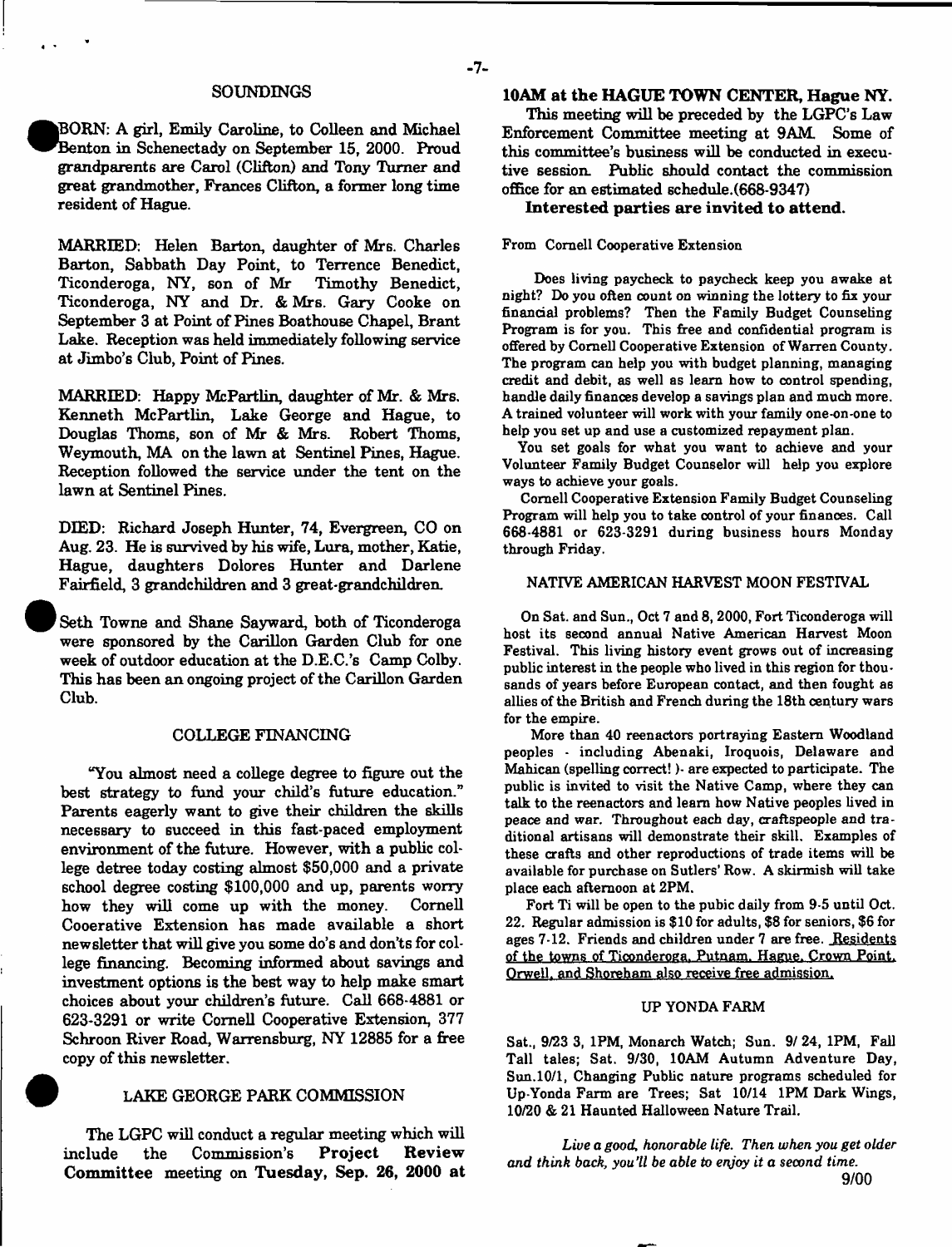## SOUNDINGS

BORN: A girl, Emily Caroline, to Colleen and Michael Benton in Schenectady on September 15, 2000. Proud grandparents are Carol (Clifton) and Tony Turner and great grandmother, Frances Clifton, a former long time resident of Hague.

MARRIED: Helen Barton, daughter of Mrs. Charles Barton, Sabbath Day Point, to Terrence Benedict, Ticonderoga, NY, son of Mr Timothy Benedict, Ticonderoga, NY and Dr. & Mrs. Gary Cooke on September 3 at Point of Pines Boathouse Chapel, Brant Lake. Reception was held immediately following service at Jimbo's Club, Point of Pines.

MARRIED: Happy McPartlin, daughter of Mr. & Mrs. Kenneth McPartlin, Lake George and Hague, to Douglas Thoms, son of Mr & Mrs. Robert Thoms, Weymouth, MA on the lawn at Sentinel Pines, Hague. Reception followed the service under the tent on the lawn at Sentinel Pines.

DIED: Richard Joseph Hunter, 74, Evergreen, CO on Aug. 23. He is survived by his wife, Lura, mother, Katie, Hague, daughters Dolores Hunter and Darlene Fairfield, 3 grandchildren and 3 great-grandchildren.

Seth Towne and Shane Sayward, both of Ticonderoga were sponsored by the Carillon Garden Club for one week of outdoor education at the D.E.C.'s Camp Colby. This has been an ongoing project of the Carillon Garden Club.

## COLLEGE FINANCING

"You almost need a college degree to figure out the best strategy to fund your child's future education." Parents eagerly want to give their children the skills necessary to succeed in this fast-paced employment environment of the future. However, with a public college detree today costing almost $50,000 and a private school degree costing $100,000 and up, parents worry how they will come up with the money. Cornell Cooerative Extension has made available a short newsletter that will give you some do's and don'ts for college financing. Becoming informed about savings and investment options is the best way to help make smart choices about your children's future. Call 668-4881 or 623-3291 or write Cornell Cooperative Extension, 377 Schroon River Road, Warrensburg, NY 12885 for a free copy of this newsletter.

## LAKE GEORGE PARK COMMISSION

The LGPC will conduct a regular meeting which will include the Commission's **Project Review Committee** meeting on **Tuesday, Sep. 26, 2000 at 10AM at the HAGUE TOWN CENTER, Hague NY.**

This meeting will be preceded by the LGPC's Law Enforcement Committee meeting at 9AM. Some of this committee's business will be conducted in executive session. Public should contact the commission office for an estimated schedule.(668-9347)

**Interested parties are invited to attend.**

From Cornell Cooperative Extension

Does living paycheck to paycheck keep you awake at night? Do you often count on winning the lottery to fix your financial problems? Then the Family Budget Counseling Program is for you. This free and confidential program is offered by Cornell Cooperative Extension of Warren County. The program can help you with budget planning, managing credit and debit, as well as learn how to control spending, handle daily finances develop a savings plan and much more. A trained volunteer will work with your family one-on-one to help you set up and use a customized repayment plan.

You set goals for what you want to achieve and your Volunteer Family Budget Counselor will help you explore ways to achieve your goals.

Cornell Cooperative Extension Family Budget Counseling Program will help you to take control of your finances. Call 668-4881 or 623-3291 during business hours Monday through Friday.

## NATIVE AMERICAN HARVEST MOON FESTIVAL

On Sat. and Sun., Oct 7 and 8, 2000, Fort Ticonderoga will host its second annual Native American Harvest Moon Festival. This living history event grows out of increasing public interest in the people who lived in this region for thousands of years before European contact, and then fought as allies of the British and French during the 18th century wars for the empire.

More than 40 reenactors portraying Eastern Woodland peoples - including Abenaki, Iroquois, Delaware and Mahican (spelling correct! )- are expected to participate. The public is invited to visit the Native Camp, where they can talk to the reenactors and learn how Native peoples lived in peace and war. Throughout each day, craftspeople and traditional artisans will demonstrate their skill. Examples of these crafts and other reproductions of trade items will be available for purchase on Sutlers' Row. A skirmish will take place each afternoon at 2PM.

Fort Ti will be open to the pubic daily from 9-5 until Oct. 22. Regular admission is $10 for adults, $8 for seniors, $6 for ages 7-12. Friends and children under 7 are free. Residents of the towns of Ticonderoga, Putnam, Hague, Crown Point, Orwell, and Shoreham also receive free admission.

## UP YONDA FARM

Sat., 9/23 3, 1PM, Monarch Watch; Sun. 9/ 24, 1PM, Fall Tall tales; Sat. 9/30, 10AM Autumn Adventure Day, Sun.10/1, Changing Public nature programs scheduled for Up-Yonda Farm are Trees; Sat 10/14 1PM Dark Wings, 10/20 & 21 Haunted Halloween Nature Trail.

*Live a good, honorable life. Then when you get older and think back, you'll be able to enjoy it a second time.*

9/00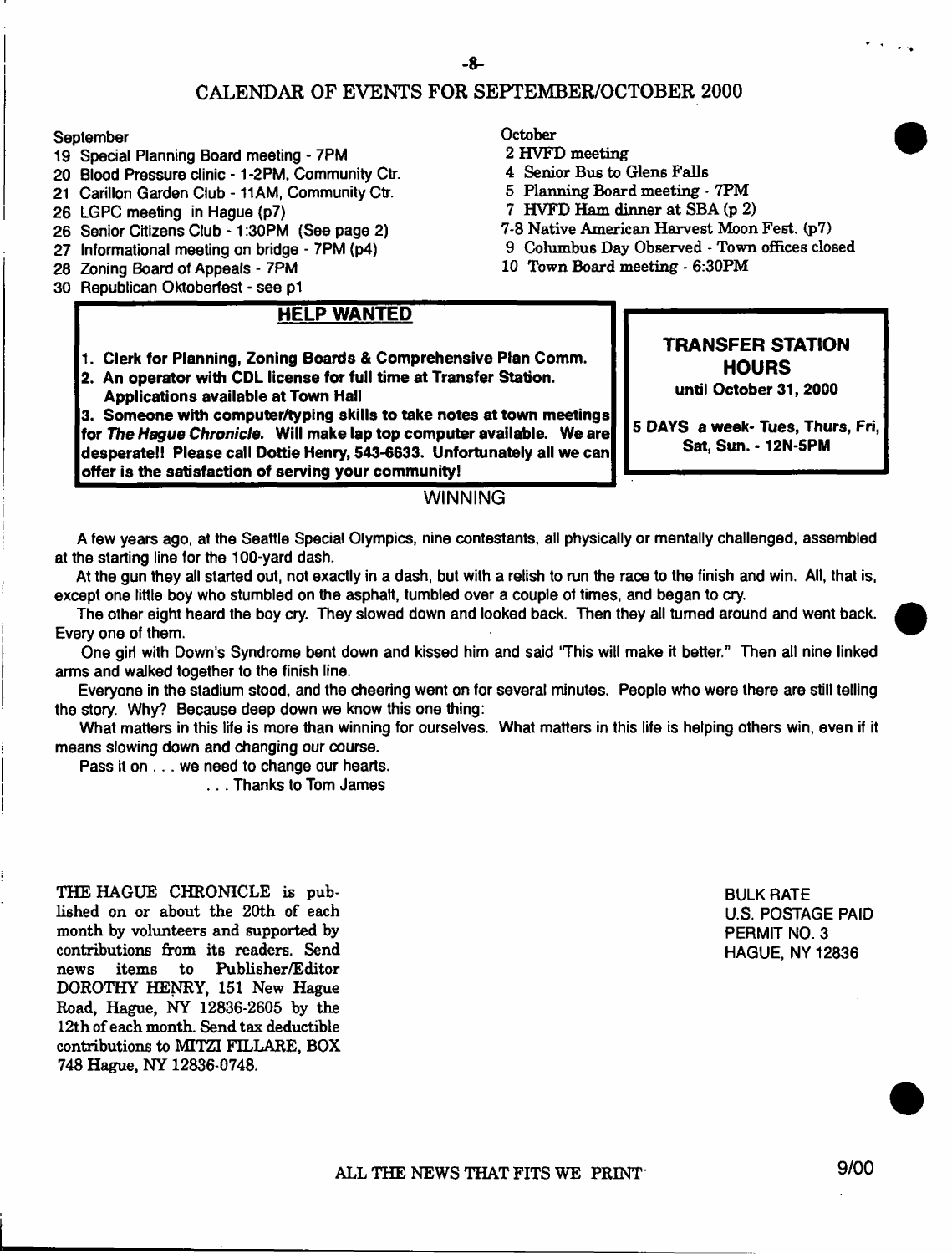## CALENDAR OF EVENTS FOR SEPTEMBER/OCTOBER 2000

September

19 Special Planning Board meeting - 7PM
20 Blood Pressure clinic - 1-2PM, Community Ctr.
21 Carillon Garden Club - 11AM, Community Ctr.
26 LGPC meeting in Hague (p7)
26 Senior Citizens Club - 1:30PM (See page 2)
27 Informational meeting on bridge - 7PM (p4)
28 Zoning Board of Appeals - 7PM
30 Republican Oktoberfest - see p1

October

2 HVFD meeting
4 Senior Bus to Glens Falls
5 Planning Board meeting - 7PM
7 HVFD Ham dinner at SBA (p 2)
7-8 Native American Harvest Moon Fest. (p7)
9 Columbus Day Observed - Town offices closed
10 Town Board meeting - 6:30PM

### HELP WANTED

**1. Clerk for Planning, Zoning Boards & Comprehensive Plan Comm.**
**2. An operator with CDL license for full time at Transfer Station. Applications available at Town Hall**
**3. Someone with computer/typing skills to take notes at town meetings for *The Hague Chronicle*. Will make lap top computer available. We are desperate!! Please call Dottie Henry, 543-6633. Unfortunately all we can offer is the satisfaction of serving your community!**

### TRANSFER STATION HOURS

**until October 31, 2000**

**5 DAYS a week- Tues, Thurs, Fri, Sat, Sun. - 12N-5PM**

## WINNING

A few years ago, at the Seattle Special Olympics, nine contestants, all physically or mentally challenged, assembled at the starting line for the 100-yard dash.

At the gun they all started out, not exactly in a dash, but with a relish to run the race to the finish and win. All, that is, except one little boy who stumbled on the asphalt, tumbled over a couple of times, and began to cry.

The other eight heard the boy cry. They slowed down and looked back. Then they all turned around and went back. Every one of them.

One girl with Down's Syndrome bent down and kissed him and said "This will make it better." Then all nine linked arms and walked together to the finish line.

Everyone in the stadium stood, and the cheering went on for several minutes. People who were there are still telling the story. Why? Because deep down we know this one thing:

What matters in this life is more than winning for ourselves. What matters in this life is helping others win, even if it means slowing down and changing our course.

Pass it on . . . we need to change our hearts.

. . . Thanks to Tom James

THE HAGUE CHRONICLE is published on or about the 20th of each month by volunteers and supported by contributions from its readers. Send news items to Publisher/Editor DOROTHY HENRY, 151 New Hague Road, Hague, NY 12836-2605 by the 12th of each month. Send tax deductible contributions to MITZI FILLARE, BOX 748 Hague, NY 12836-0748.

BULK RATE
U.S. POSTAGE PAID
PERMIT NO. 3
HAGUE, NY 12836

ALL THE NEWS THAT FITS WE PRINT

9/00